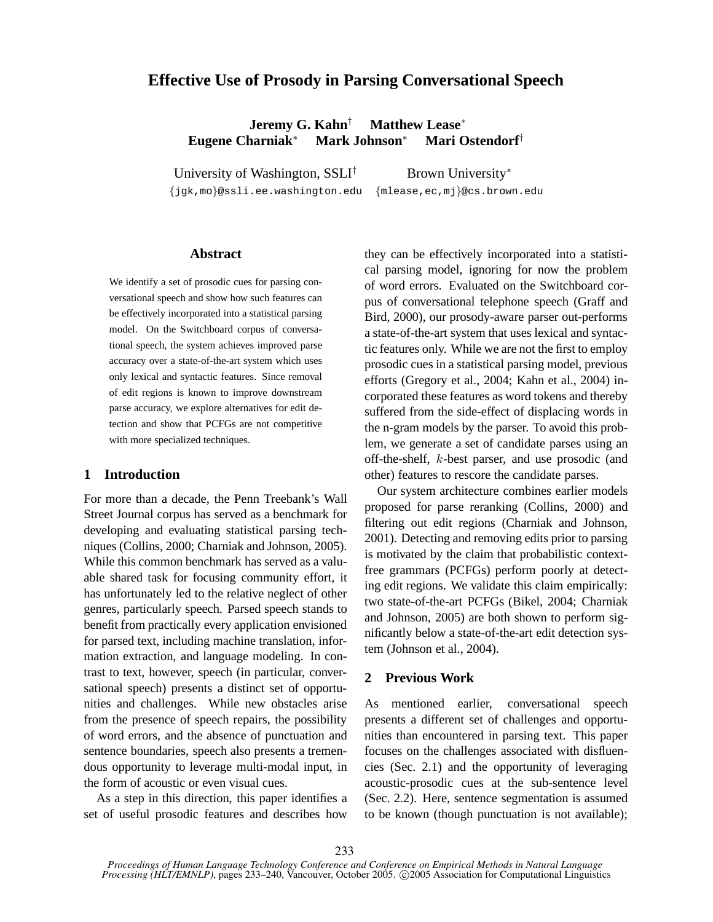# Effective Use of Prosody in Parsing Conversational Speech

**Jeremy G. Kahn**[†] **Matthew Lease**[*]
**Eugene Charniak**[*] **Mark Johnson**[*] **Mari Ostendorf**[†]

University of Washington, SSLI[†] Brown University[*]
{jgk,mo}@ssli.ee.washington.edu {mlease,ec,mj}@cs.brown.edu

## Abstract

We identify a set of prosodic cues for parsing conversational speech and show how such features can be effectively incorporated into a statistical parsing model. On the Switchboard corpus of conversational speech, the system achieves improved parse accuracy over a state-of-the-art system which uses only lexical and syntactic features. Since removal of edit regions is known to improve downstream parse accuracy, we explore alternatives for edit detection and show that PCFGs are not competitive with more specialized techniques.

## 1 Introduction

For more than a decade, the Penn Treebank's Wall Street Journal corpus has served as a benchmark for developing and evaluating statistical parsing techniques (Collins, 2000; Charniak and Johnson, 2005). While this common benchmark has served as a valuable shared task for focusing community effort, it has unfortunately led to the relative neglect of other genres, particularly speech. Parsed speech stands to benefit from practically every application envisioned for parsed text, including machine translation, information extraction, and language modeling. In contrast to text, however, speech (in particular, conversational speech) presents a distinct set of opportunities and challenges. While new obstacles arise from the presence of speech repairs, the possibility of word errors, and the absence of punctuation and sentence boundaries, speech also presents a tremendous opportunity to leverage multi-modal input, in the form of acoustic or even visual cues.

As a step in this direction, this paper identifies a set of useful prosodic features and describes how they can be effectively incorporated into a statistical parsing model, ignoring for now the problem of word errors. Evaluated on the Switchboard corpus of conversational telephone speech (Graff and Bird, 2000), our prosody-aware parser out-performs a state-of-the-art system that uses lexical and syntactic features only. While we are not the first to employ prosodic cues in a statistical parsing model, previous efforts (Gregory et al., 2004; Kahn et al., 2004) incorporated these features as word tokens and thereby suffered from the side-effect of displacing words in the n-gram models by the parser. To avoid this problem, we generate a set of candidate parses using an off-the-shelf, $k$-best parser, and use prosodic (and other) features to rescore the candidate parses.

Our system architecture combines earlier models proposed for parse reranking (Collins, 2000) and filtering out edit regions (Charniak and Johnson, 2001). Detecting and removing edits prior to parsing is motivated by the claim that probabilistic context-free grammars (PCFGs) perform poorly at detecting edit regions. We validate this claim empirically: two state-of-the-art PCFGs (Bikel, 2004; Charniak and Johnson, 2005) are both shown to perform significantly below a state-of-the-art edit detection system (Johnson et al., 2004).

## 2 Previous Work

As mentioned earlier, conversational speech presents a different set of challenges and opportunities than encountered in parsing text. This paper focuses on the challenges associated with disfluencies (Sec. 2.1) and the opportunity of leveraging acoustic-prosodic cues at the sub-sentence level (Sec. 2.2). Here, sentence segmentation is assumed to be known (though punctuation is not available);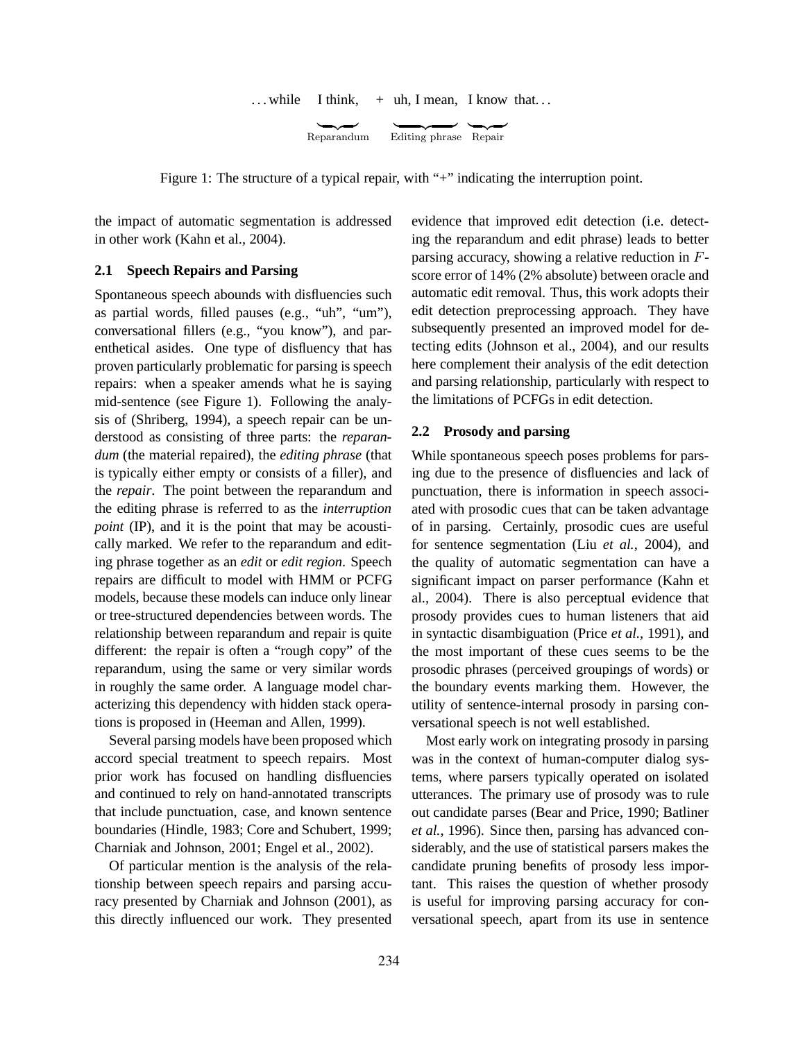. . . while I think, + uh, I mean, I know that. . .

Reparandum — Editing phrase — Repair

Figure 1: The structure of a typical repair, with "+" indicating the interruption point.

the impact of automatic segmentation is addressed in other work (Kahn et al., 2004).

### 2.1 Speech Repairs and Parsing

Spontaneous speech abounds with disfluencies such as partial words, filled pauses (e.g., "uh", "um"), conversational fillers (e.g., "you know"), and parenthetical asides. One type of disfluency that has proven particularly problematic for parsing is speech repairs: when a speaker amends what he is saying mid-sentence (see Figure 1). Following the analysis of (Shriberg, 1994), a speech repair can be understood as consisting of three parts: the *reparandum* (the material repaired), the *editing phrase* (that is typically either empty or consists of a filler), and the *repair*. The point between the reparandum and the editing phrase is referred to as the *interruption point* (IP), and it is the point that may be acoustically marked. We refer to the reparandum and editing phrase together as an *edit* or *edit region*. Speech repairs are difficult to model with HMM or PCFG models, because these models can induce only linear or tree-structured dependencies between words. The relationship between reparandum and repair is quite different: the repair is often a "rough copy" of the reparandum, using the same or very similar words in roughly the same order. A language model characterizing this dependency with hidden stack operations is proposed in (Heeman and Allen, 1999).

Several parsing models have been proposed which accord special treatment to speech repairs. Most prior work has focused on handling disfluencies and continued to rely on hand-annotated transcripts that include punctuation, case, and known sentence boundaries (Hindle, 1983; Core and Schubert, 1999; Charniak and Johnson, 2001; Engel et al., 2002).

Of particular mention is the analysis of the relationship between speech repairs and parsing accuracy presented by Charniak and Johnson (2001), as this directly influenced our work. They presented evidence that improved edit detection (i.e. detecting the reparandum and edit phrase) leads to better parsing accuracy, showing a relative reduction in $F$-score error of 14% (2% absolute) between oracle and automatic edit removal. Thus, this work adopts their edit detection preprocessing approach. They have subsequently presented an improved model for detecting edits (Johnson et al., 2004), and our results here complement their analysis of the edit detection and parsing relationship, particularly with respect to the limitations of PCFGs in edit detection.

### 2.2 Prosody and parsing

While spontaneous speech poses problems for parsing due to the presence of disfluencies and lack of punctuation, there is information in speech associated with prosodic cues that can be taken advantage of in parsing. Certainly, prosodic cues are useful for sentence segmentation (Liu *et al.*, 2004), and the quality of automatic segmentation can have a significant impact on parser performance (Kahn et al., 2004). There is also perceptual evidence that prosody provides cues to human listeners that aid in syntactic disambiguation (Price *et al.*, 1991), and the most important of these cues seems to be the prosodic phrases (perceived groupings of words) or the boundary events marking them. However, the utility of sentence-internal prosody in parsing conversational speech is not well established.

Most early work on integrating prosody in parsing was in the context of human-computer dialog systems, where parsers typically operated on isolated utterances. The primary use of prosody was to rule out candidate parses (Bear and Price, 1990; Batliner *et al.*, 1996). Since then, parsing has advanced considerably, and the use of statistical parsers makes the candidate pruning benefits of prosody less important. This raises the question of whether prosody is useful for improving parsing accuracy for conversational speech, apart from its use in sentence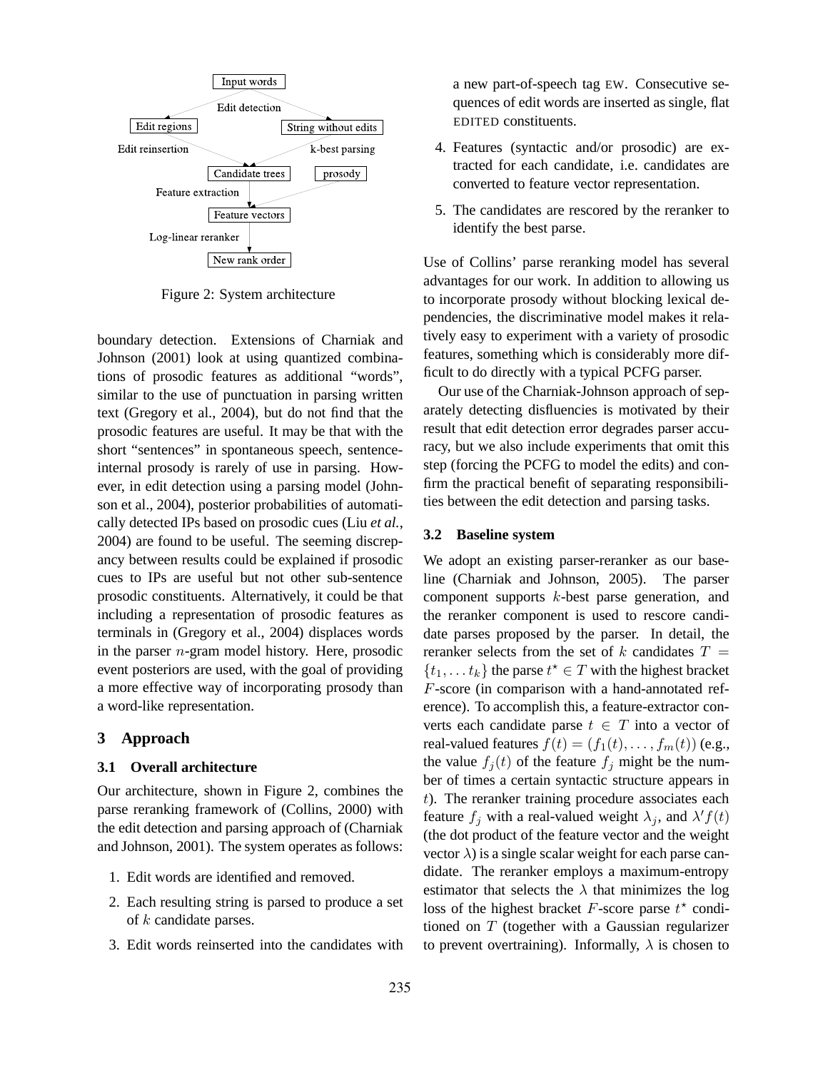Figure 2: System architecture

boundary detection. Extensions of Charniak and Johnson (2001) look at using quantized combinations of prosodic features as additional "words", similar to the use of punctuation in parsing written text (Gregory et al., 2004), but do not find that the prosodic features are useful. It may be that with the short "sentences" in spontaneous speech, sentence-internal prosody is rarely of use in parsing. However, in edit detection using a parsing model (Johnson et al., 2004), posterior probabilities of automatically detected IPs based on prosodic cues (Liu *et al.*, 2004) are found to be useful. The seeming discrepancy between results could be explained if prosodic cues to IPs are useful but not other sub-sentence prosodic constituents. Alternatively, it could be that including a representation of prosodic features as terminals in (Gregory et al., 2004) displaces words in the parser $n$-gram model history. Here, prosodic event posteriors are used, with the goal of providing a more effective way of incorporating prosody than a word-like representation.

# 3 Approach

## 3.1 Overall architecture

Our architecture, shown in Figure 2, combines the parse reranking framework of (Collins, 2000) with the edit detection and parsing approach of (Charniak and Johnson, 2001). The system operates as follows:

1. Edit words are identified and removed.
2. Each resulting string is parsed to produce a set of $k$ candidate parses.
3. Edit words reinserted into the candidates with a new part-of-speech tag EW. Consecutive sequences of edit words are inserted as single, flat EDITED constituents.
4. Features (syntactic and/or prosodic) are extracted for each candidate, i.e. candidates are converted to feature vector representation.
5. The candidates are rescored by the reranker to identify the best parse.

Use of Collins' parse reranking model has several advantages for our work. In addition to allowing us to incorporate prosody without blocking lexical dependencies, the discriminative model makes it relatively easy to experiment with a variety of prosodic features, something which is considerably more difficult to do directly with a typical PCFG parser.

Our use of the Charniak-Johnson approach of separately detecting disfluencies is motivated by their result that edit detection error degrades parser accuracy, but we also include experiments that omit this step (forcing the PCFG to model the edits) and confirm the practical benefit of separating responsibilities between the edit detection and parsing tasks.

## 3.2 Baseline system

We adopt an existing parser-reranker as our baseline (Charniak and Johnson, 2005). The parser component supports $k$-best parse generation, and the reranker component is used to rescore candidate parses proposed by the parser. In detail, the reranker selects from the set of $k$ candidates $T = \{t_1, \ldots t_k\}$ the parse $t^\star \in T$ with the highest bracket $F$-score (in comparison with a hand-annotated reference). To accomplish this, a feature-extractor converts each candidate parse $t \in T$ into a vector of real-valued features $f(t) = (f_1(t), \ldots, f_m(t))$ (e.g., the value $f_j(t)$ of the feature $f_j$ might be the number of times a certain syntactic structure appears in $t$). The reranker training procedure associates each feature $f_j$ with a real-valued weight $\lambda_j$, and $\lambda' f(t)$ (the dot product of the feature vector and the weight vector $\lambda$) is a single scalar weight for each parse candidate. The reranker employs a maximum-entropy estimator that selects the $\lambda$ that minimizes the log loss of the highest bracket $F$-score parse $t^\star$ conditioned on $T$ (together with a Gaussian regularizer to prevent overtraining). Informally, $\lambda$ is chosen to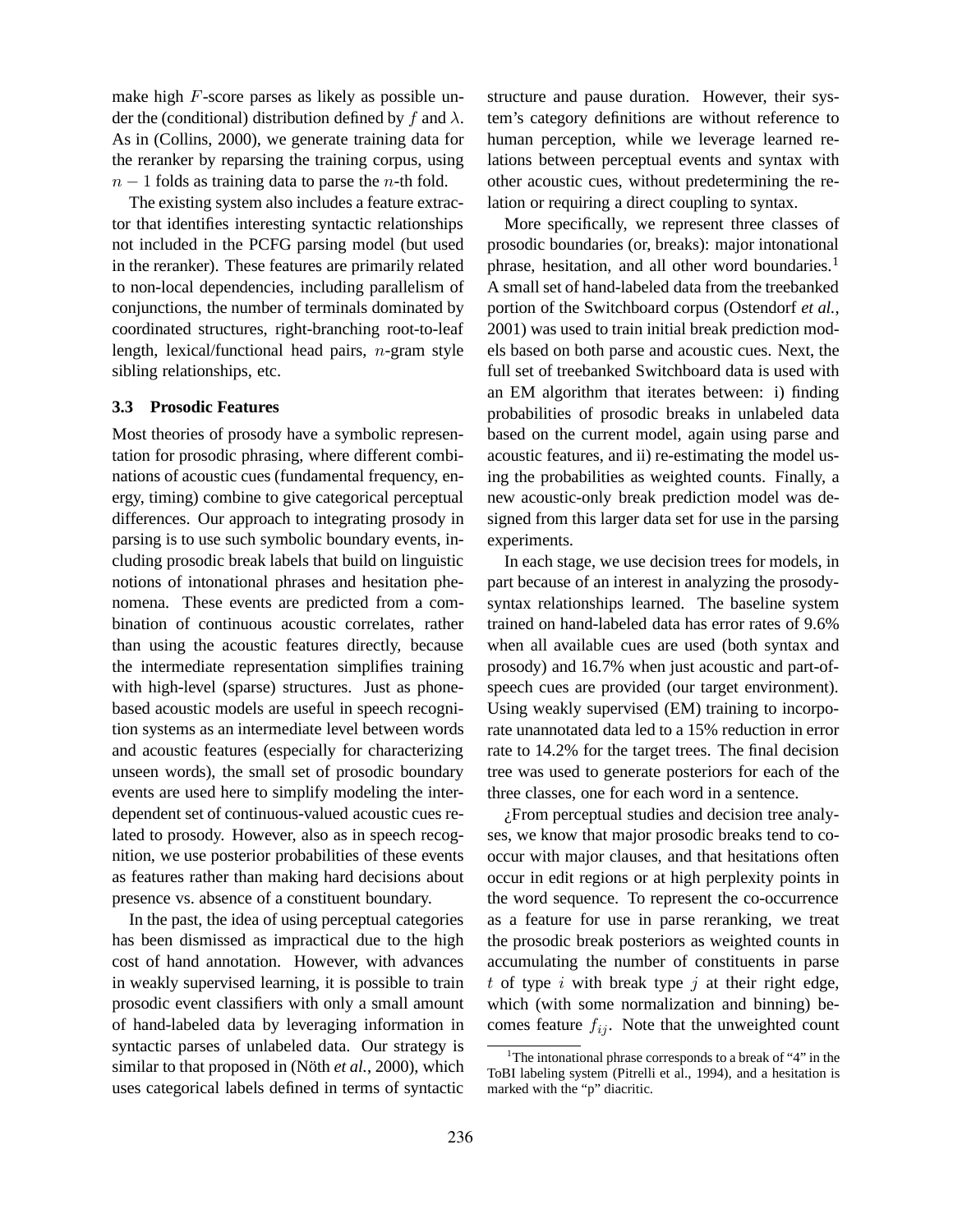make high $F$-score parses as likely as possible under the (conditional) distribution defined by $f$ and $\lambda$. As in (Collins, 2000), we generate training data for the reranker by reparsing the training corpus, using $n-1$ folds as training data to parse the $n$-th fold.

The existing system also includes a feature extractor that identifies interesting syntactic relationships not included in the PCFG parsing model (but used in the reranker). These features are primarily related to non-local dependencies, including parallelism of conjunctions, the number of terminals dominated by coordinated structures, right-branching root-to-leaf length, lexical/functional head pairs, $n$-gram style sibling relationships, etc.

### 3.3 Prosodic Features

Most theories of prosody have a symbolic representation for prosodic phrasing, where different combinations of acoustic cues (fundamental frequency, energy, timing) combine to give categorical perceptual differences. Our approach to integrating prosody in parsing is to use such symbolic boundary events, including prosodic break labels that build on linguistic notions of intonational phrases and hesitation phenomena. These events are predicted from a combination of continuous acoustic correlates, rather than using the acoustic features directly, because the intermediate representation simplifies training with high-level (sparse) structures. Just as phone-based acoustic models are useful in speech recognition systems as an intermediate level between words and acoustic features (especially for characterizing unseen words), the small set of prosodic boundary events are used here to simplify modeling the inter-dependent set of continuous-valued acoustic cues related to prosody. However, also as in speech recognition, we use posterior probabilities of these events as features rather than making hard decisions about presence vs. absence of a constituent boundary.

In the past, the idea of using perceptual categories has been dismissed as impractical due to the high cost of hand annotation. However, with advances in weakly supervised learning, it is possible to train prosodic event classifiers with only a small amount of hand-labeled data by leveraging information in syntactic parses of unlabeled data. Our strategy is similar to that proposed in (Nöth *et al.*, 2000), which uses categorical labels defined in terms of syntactic structure and pause duration. However, their system's category definitions are without reference to human perception, while we leverage learned relations between perceptual events and syntax with other acoustic cues, without predetermining the relation or requiring a direct coupling to syntax.

More specifically, we represent three classes of prosodic boundaries (or, breaks): major intonational phrase, hesitation, and all other word boundaries.[1] A small set of hand-labeled data from the treebanked portion of the Switchboard corpus (Ostendorf *et al.*, 2001) was used to train initial break prediction models based on both parse and acoustic cues. Next, the full set of treebanked Switchboard data is used with an EM algorithm that iterates between: i) finding probabilities of prosodic breaks in unlabeled data based on the current model, again using parse and acoustic features, and ii) re-estimating the model using the probabilities as weighted counts. Finally, a new acoustic-only break prediction model was designed from this larger data set for use in the parsing experiments.

In each stage, we use decision trees for models, in part because of an interest in analyzing the prosody-syntax relationships learned. The baseline system trained on hand-labeled data has error rates of 9.6% when all available cues are used (both syntax and prosody) and 16.7% when just acoustic and part-of-speech cues are provided (our target environment). Using weakly supervised (EM) training to incorporate unannotated data led to a 15% reduction in error rate to 14.2% for the target trees. The final decision tree was used to generate posteriors for each of the three classes, one for each word in a sentence.

¿From perceptual studies and decision tree analyses, we know that major prosodic breaks tend to co-occur with major clauses, and that hesitations often occur in edit regions or at high perplexity points in the word sequence. To represent the co-occurrence as a feature for use in parse reranking, we treat the prosodic break posteriors as weighted counts in accumulating the number of constituents in parse $t$ of type $i$ with break type $j$ at their right edge, which (with some normalization and binning) becomes feature $f_{ij}$. Note that the unweighted count

[1] The intonational phrase corresponds to a break of "4" in the ToBI labeling system (Pitrelli et al., 1994), and a hesitation is marked with the "p" diacritic.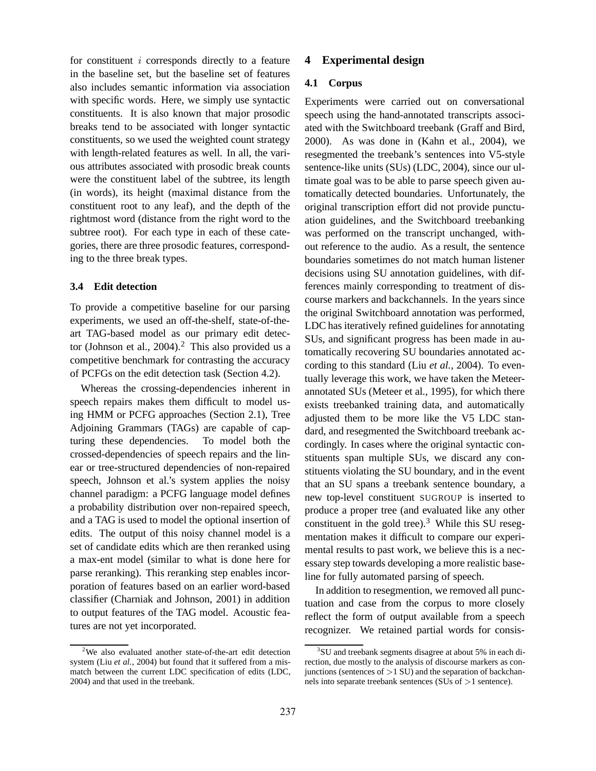for constituent $i$ corresponds directly to a feature in the baseline set, but the baseline set of features also includes semantic information via association with specific words. Here, we simply use syntactic constituents. It is also known that major prosodic breaks tend to be associated with longer syntactic constituents, so we used the weighted count strategy with length-related features as well. In all, the various attributes associated with prosodic break counts were the constituent label of the subtree, its length (in words), its height (maximal distance from the constituent root to any leaf), and the depth of the rightmost word (distance from the right word to the subtree root). For each type in each of these categories, there are three prosodic features, corresponding to the three break types.

### 3.4 Edit detection

To provide a competitive baseline for our parsing experiments, we used an off-the-shelf, state-of-the-art TAG-based model as our primary edit detector (Johnson et al., 2004).[2] This also provided us a competitive benchmark for contrasting the accuracy of PCFGs on the edit detection task (Section 4.2).

Whereas the crossing-dependencies inherent in speech repairs makes them difficult to model using HMM or PCFG approaches (Section 2.1), Tree Adjoining Grammars (TAGs) are capable of capturing these dependencies. To model both the crossed-dependencies of speech repairs and the linear or tree-structured dependencies of non-repaired speech, Johnson et al.'s system applies the noisy channel paradigm: a PCFG language model defines a probability distribution over non-repaired speech, and a TAG is used to model the optional insertion of edits. The output of this noisy channel model is a set of candidate edits which are then reranked using a max-ent model (similar to what is done here for parse reranking). This reranking step enables incorporation of features based on an earlier word-based classifier (Charniak and Johnson, 2001) in addition to output features of the TAG model. Acoustic features are not yet incorporated.

[2] We also evaluated another state-of-the-art edit detection system (Liu *et al.*, 2004) but found that it suffered from a mismatch between the current LDC specification of edits (LDC, 2004) and that used in the treebank.

## 4 Experimental design

### 4.1 Corpus

Experiments were carried out on conversational speech using the hand-annotated transcripts associated with the Switchboard treebank (Graff and Bird, 2000). As was done in (Kahn et al., 2004), we resegmented the treebank's sentences into V5-style sentence-like units (SUs) (LDC, 2004), since our ultimate goal was to be able to parse speech given automatically detected boundaries. Unfortunately, the original transcription effort did not provide punctuation guidelines, and the Switchboard treebanking was performed on the transcript unchanged, without reference to the audio. As a result, the sentence boundaries sometimes do not match human listener decisions using SU annotation guidelines, with differences mainly corresponding to treatment of discourse markers and backchannels. In the years since the original Switchboard annotation was performed, LDC has iteratively refined guidelines for annotating SUs, and significant progress has been made in automatically recovering SU boundaries annotated according to this standard (Liu *et al.*, 2004). To eventually leverage this work, we have taken the Meteer-annotated SUs (Meteer et al., 1995), for which there exists treebanked training data, and automatically adjusted them to be more like the V5 LDC standard, and resegmented the Switchboard treebank accordingly. In cases where the original syntactic constituents span multiple SUs, we discard any constituents violating the SU boundary, and in the event that an SU spans a treebank sentence boundary, a new top-level constituent SUGROUP is inserted to produce a proper tree (and evaluated like any other constituent in the gold tree).[3] While this SU resegmentation makes it difficult to compare our experimental results to past work, we believe this is a necessary step towards developing a more realistic baseline for fully automated parsing of speech.

In addition to resegmention, we removed all punctuation and case from the corpus to more closely reflect the form of output available from a speech recognizer. We retained partial words for consis-

[3] SU and treebank segments disagree at about 5% in each direction, due mostly to the analysis of discourse markers as conjunctions (sentences of >1 SU) and the separation of backchannels into separate treebank sentences (SUs of >1 sentence).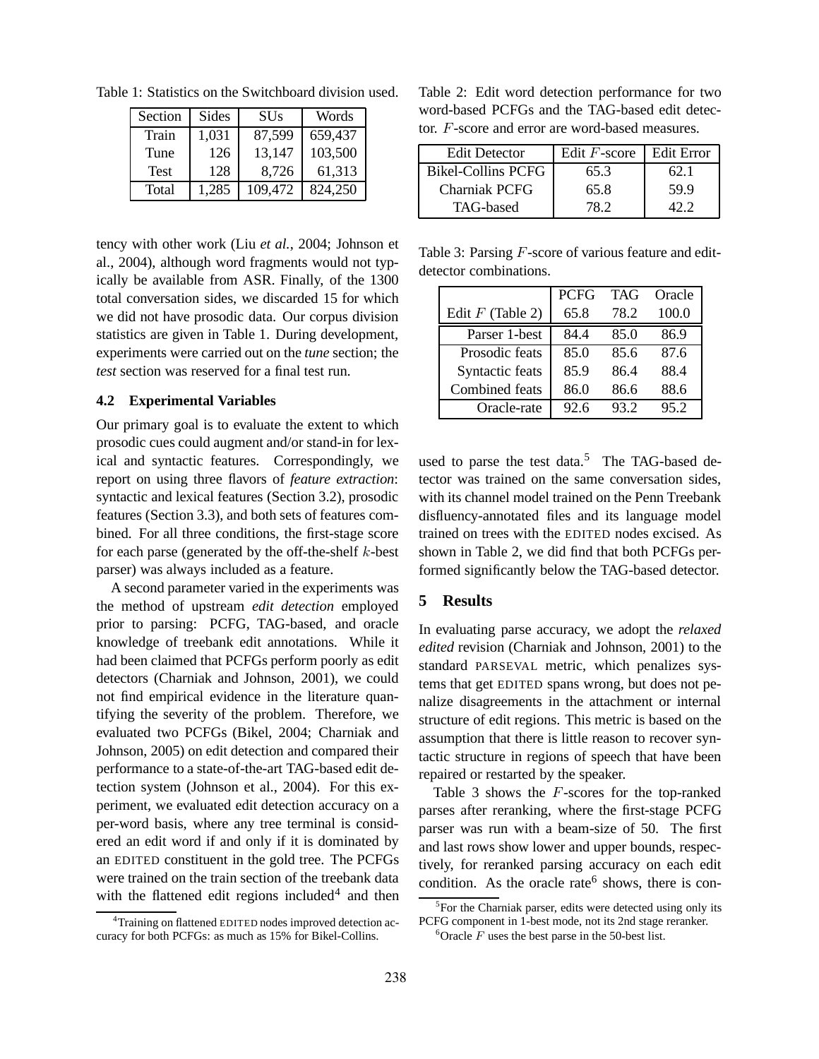Table 1: Statistics on the Switchboard division used.

| Section | Sides | SUs | Words |
|---|---|---|---|
| Train | 1,031 | 87,599 | 659,437 |
| Tune | 126 | 13,147 | 103,500 |
| Test | 128 | 8,726 | 61,313 |
| Total | 1,285 | 109,472 | 824,250 |

tency with other work (Liu *et al.*, 2004; Johnson et al., 2004), although word fragments would not typically be available from ASR. Finally, of the 1300 total conversation sides, we discarded 15 for which we did not have prosodic data. Our corpus division statistics are given in Table 1. During development, experiments were carried out on the *tune* section; the *test* section was reserved for a final test run.

### 4.2 Experimental Variables

Our primary goal is to evaluate the extent to which prosodic cues could augment and/or stand-in for lexical and syntactic features. Correspondingly, we report on using three flavors of *feature extraction*: syntactic and lexical features (Section 3.2), prosodic features (Section 3.3), and both sets of features combined. For all three conditions, the first-stage score for each parse (generated by the off-the-shelf $k$-best parser) was always included as a feature.

A second parameter varied in the experiments was the method of upstream *edit detection* employed prior to parsing: PCFG, TAG-based, and oracle knowledge of treebank edit annotations. While it had been claimed that PCFGs perform poorly as edit detectors (Charniak and Johnson, 2001), we could not find empirical evidence in the literature quantifying the severity of the problem. Therefore, we evaluated two PCFGs (Bikel, 2004; Charniak and Johnson, 2005) on edit detection and compared their performance to a state-of-the-art TAG-based edit detection system (Johnson et al., 2004). For this experiment, we evaluated edit detection accuracy on a per-word basis, where any tree terminal is considered an edit word if and only if it is dominated by an EDITED constituent in the gold tree. The PCFGs were trained on the train section of the treebank data with the flattened edit regions included[4] and then used to parse the test data.[5] The TAG-based detector was trained on the same conversation sides, with its channel model trained on the Penn Treebank disfluency-annotated files and its language model trained on trees with the EDITED nodes excised. As shown in Table 2, we did find that both PCFGs performed significantly below the TAG-based detector.

Table 2: Edit word detection performance for two word-based PCFGs and the TAG-based edit detector. $F$-score and error are word-based measures.

| Edit Detector | Edit $F$-score | Edit Error |
|---|---|---|
| Bikel-Collins PCFG | 65.3 | 62.1 |
| Charniak PCFG | 65.8 | 59.9 |
| TAG-based | 78.2 | 42.2 |

Table 3: Parsing $F$-score of various feature and edit-detector combinations.

| | PCFG | TAG | Oracle |
|---|---|---|---|
| Edit $F$ (Table 2) | 65.8 | 78.2 | 100.0 |
| Parser 1-best | 84.4 | 85.0 | 86.9 |
| Prosodic feats | 85.0 | 85.6 | 87.6 |
| Syntactic feats | 85.9 | 86.4 | 88.4 |
| Combined feats | 86.0 | 86.6 | 88.6 |
| Oracle-rate | 92.6 | 93.2 | 95.2 |

## 5 Results

In evaluating parse accuracy, we adopt the *relaxed edited* revision (Charniak and Johnson, 2001) to the standard PARSEVAL metric, which penalizes systems that get EDITED spans wrong, but does not penalize disagreements in the attachment or internal structure of edit regions. This metric is based on the assumption that there is little reason to recover syntactic structure in regions of speech that have been repaired or restarted by the speaker.

Table 3 shows the $F$-scores for the top-ranked parses after reranking, where the first-stage PCFG parser was run with a beam-size of 50. The first and last rows show lower and upper bounds, respectively, for reranked parsing accuracy on each edit condition. As the oracle rate[6] shows, there is con-

[4] Training on flattened EDITED nodes improved detection accuracy for both PCFGs: as much as 15% for Bikel-Collins.

[5] For the Charniak parser, edits were detected using only its PCFG component in 1-best mode, not its 2nd stage reranker.

[6] Oracle $F$ uses the best parse in the 50-best list.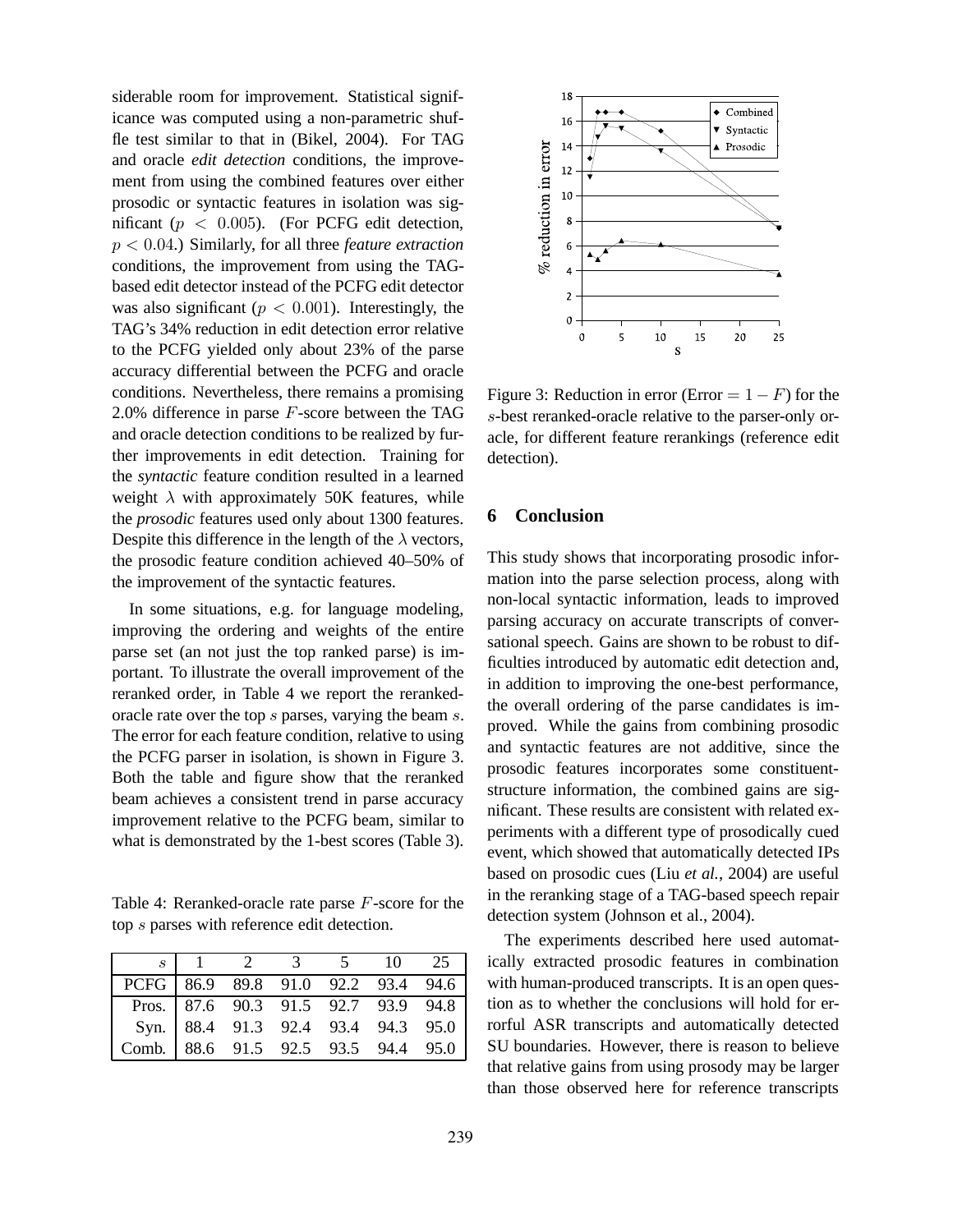siderable room for improvement. Statistical significance was computed using a non-parametric shuffle test similar to that in (Bikel, 2004). For TAG and oracle *edit detection* conditions, the improvement from using the combined features over either prosodic or syntactic features in isolation was significant ($p < 0.005$). (For PCFG edit detection, $p < 0.04$.) Similarly, for all three *feature extraction* conditions, the improvement from using the TAG-based edit detector instead of the PCFG edit detector was also significant ($p < 0.001$). Interestingly, the TAG's 34% reduction in edit detection error relative to the PCFG yielded only about 23% of the parse accuracy differential between the PCFG and oracle conditions. Nevertheless, there remains a promising 2.0% difference in parse $F$-score between the TAG and oracle detection conditions to be realized by further improvements in edit detection. Training for the *syntactic* feature condition resulted in a learned weight $\lambda$ with approximately 50K features, while the *prosodic* features used only about 1300 features. Despite this difference in the length of the $\lambda$ vectors, the prosodic feature condition achieved 40–50% of the improvement of the syntactic features.

In some situations, e.g. for language modeling, improving the ordering and weights of the entire parse set (an not just the top ranked parse) is important. To illustrate the overall improvement of the reranked order, in Table 4 we report the reranked-oracle rate over the top $s$ parses, varying the beam $s$. The error for each feature condition, relative to using the PCFG parser in isolation, is shown in Figure 3. Both the table and figure show that the reranked beam achieves a consistent trend in parse accuracy improvement relative to the PCFG beam, similar to what is demonstrated by the 1-best scores (Table 3).

Table 4: Reranked-oracle rate parse $F$-score for the top $s$ parses with reference edit detection.

| $s$ | 1 | 2 | 3 | 5 | 10 | 25 |
|---|---|---|---|---|---|---|
| PCFG | 86.9 | 89.8 | 91.0 | 92.2 | 93.4 | 94.6 |
| Pros. | 87.6 | 90.3 | 91.5 | 92.7 | 93.9 | 94.8 |
| Syn. | 88.4 | 91.3 | 92.4 | 93.4 | 94.3 | 95.0 |
| Comb. | 88.6 | 91.5 | 92.5 | 93.5 | 94.4 | 95.0 |

Figure 3: Reduction in error (Error $= 1 - F$) for the $s$-best reranked-oracle relative to the parser-only oracle, for different feature rerankings (reference edit detection).

## 6 Conclusion

This study shows that incorporating prosodic information into the parse selection process, along with non-local syntactic information, leads to improved parsing accuracy on accurate transcripts of conversational speech. Gains are shown to be robust to difficulties introduced by automatic edit detection and, in addition to improving the one-best performance, the overall ordering of the parse candidates is improved. While the gains from combining prosodic and syntactic features are not additive, since the prosodic features incorporates some constituent-structure information, the combined gains are significant. These results are consistent with related experiments with a different type of prosodically cued event, which showed that automatically detected IPs based on prosodic cues (Liu *et al.*, 2004) are useful in the reranking stage of a TAG-based speech repair detection system (Johnson et al., 2004).

The experiments described here used automatically extracted prosodic features in combination with human-produced transcripts. It is an open question as to whether the conclusions will hold for errorful ASR transcripts and automatically detected SU boundaries. However, there is reason to believe that relative gains from using prosody may be larger than those observed here for reference transcripts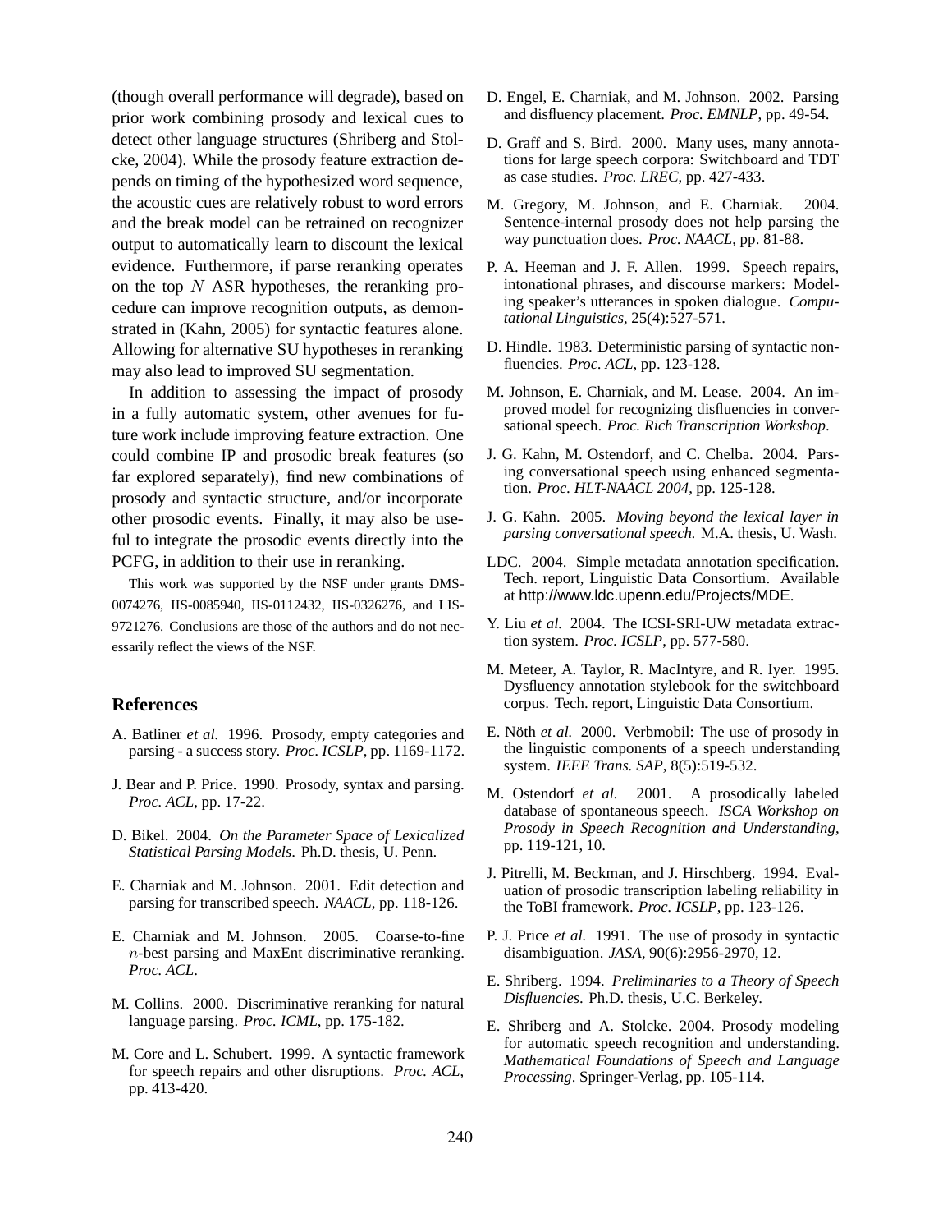(though overall performance will degrade), based on prior work combining prosody and lexical cues to detect other language structures (Shriberg and Stolcke, 2004). While the prosody feature extraction depends on timing of the hypothesized word sequence, the acoustic cues are relatively robust to word errors and the break model can be retrained on recognizer output to automatically learn to discount the lexical evidence. Furthermore, if parse reranking operates on the top $N$ ASR hypotheses, the reranking procedure can improve recognition outputs, as demonstrated in (Kahn, 2005) for syntactic features alone. Allowing for alternative SU hypotheses in reranking may also lead to improved SU segmentation.

In addition to assessing the impact of prosody in a fully automatic system, other avenues for future work include improving feature extraction. One could combine IP and prosodic break features (so far explored separately), find new combinations of prosody and syntactic structure, and/or incorporate other prosodic events. Finally, it may also be useful to integrate the prosodic events directly into the PCFG, in addition to their use in reranking.

This work was supported by the NSF under grants DMS-0074276, IIS-0085940, IIS-0112432, IIS-0326276, and LIS-9721276. Conclusions are those of the authors and do not necessarily reflect the views of the NSF.

## References

A. Batliner *et al.* 1996. Prosody, empty categories and parsing - a success story. *Proc. ICSLP*, pp. 1169-1172.

J. Bear and P. Price. 1990. Prosody, syntax and parsing. *Proc. ACL*, pp. 17-22.

D. Bikel. 2004. *On the Parameter Space of Lexicalized Statistical Parsing Models*. Ph.D. thesis, U. Penn.

E. Charniak and M. Johnson. 2001. Edit detection and parsing for transcribed speech. *NAACL*, pp. 118-126.

E. Charniak and M. Johnson. 2005. Coarse-to-fine $n$-best parsing and MaxEnt discriminative reranking. *Proc. ACL*.

M. Collins. 2000. Discriminative reranking for natural language parsing. *Proc. ICML*, pp. 175-182.

M. Core and L. Schubert. 1999. A syntactic framework for speech repairs and other disruptions. *Proc. ACL*, pp. 413-420.

D. Engel, E. Charniak, and M. Johnson. 2002. Parsing and disfluency placement. *Proc. EMNLP*, pp. 49-54.

D. Graff and S. Bird. 2000. Many uses, many annotations for large speech corpora: Switchboard and TDT as case studies. *Proc. LREC*, pp. 427-433.

M. Gregory, M. Johnson, and E. Charniak. 2004. Sentence-internal prosody does not help parsing the way punctuation does. *Proc. NAACL*, pp. 81-88.

P. A. Heeman and J. F. Allen. 1999. Speech repairs, intonational phrases, and discourse markers: Modeling speaker's utterances in spoken dialogue. *Computational Linguistics*, 25(4):527-571.

D. Hindle. 1983. Deterministic parsing of syntactic nonfluencies. *Proc. ACL*, pp. 123-128.

M. Johnson, E. Charniak, and M. Lease. 2004. An improved model for recognizing disfluencies in conversational speech. *Proc. Rich Transcription Workshop*.

J. G. Kahn, M. Ostendorf, and C. Chelba. 2004. Parsing conversational speech using enhanced segmentation. *Proc. HLT-NAACL 2004*, pp. 125-128.

J. G. Kahn. 2005. *Moving beyond the lexical layer in parsing conversational speech*. M.A. thesis, U. Wash.

LDC. 2004. Simple metadata annotation specification. Tech. report, Linguistic Data Consortium. Available at http://www.ldc.upenn.edu/Projects/MDE.

Y. Liu *et al.* 2004. The ICSI-SRI-UW metadata extraction system. *Proc. ICSLP*, pp. 577-580.

M. Meteer, A. Taylor, R. MacIntyre, and R. Iyer. 1995. Dysfluency annotation stylebook for the switchboard corpus. Tech. report, Linguistic Data Consortium.

E. Nöth *et al.* 2000. Verbmobil: The use of prosody in the linguistic components of a speech understanding system. *IEEE Trans. SAP*, 8(5):519-532.

M. Ostendorf *et al.* 2001. A prosodically labeled database of spontaneous speech. *ISCA Workshop on Prosody in Speech Recognition and Understanding*, pp. 119-121, 10.

J. Pitrelli, M. Beckman, and J. Hirschberg. 1994. Evaluation of prosodic transcription labeling reliability in the ToBI framework. *Proc. ICSLP*, pp. 123-126.

P. J. Price *et al.* 1991. The use of prosody in syntactic disambiguation. *JASA*, 90(6):2956-2970, 12.

E. Shriberg. 1994. *Preliminaries to a Theory of Speech Disfluencies*. Ph.D. thesis, U.C. Berkeley.

E. Shriberg and A. Stolcke. 2004. Prosody modeling for automatic speech recognition and understanding. *Mathematical Foundations of Speech and Language Processing*. Springer-Verlag, pp. 105-114.